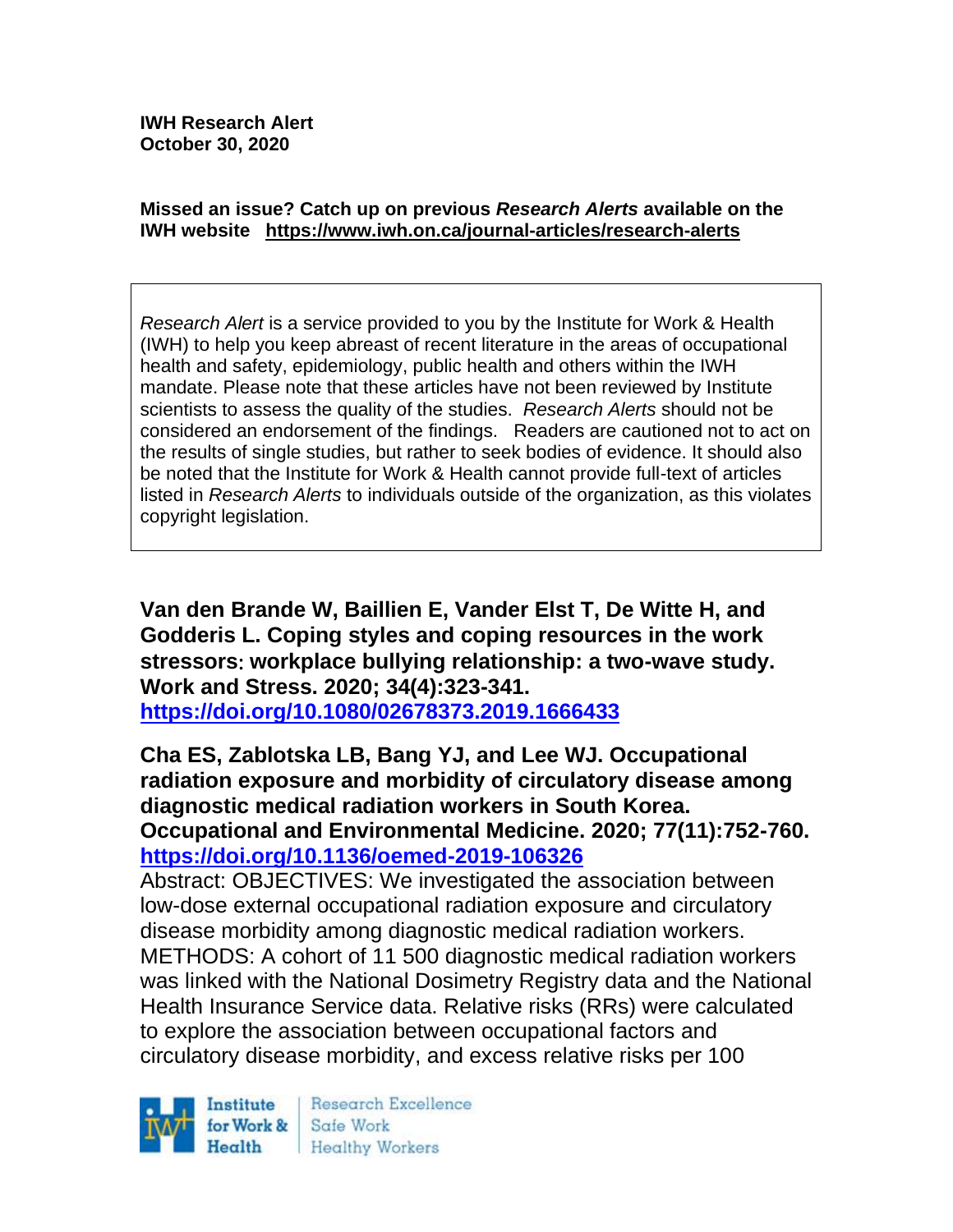**IWH Research Alert**
**October 30, 2020**

**Missed an issue? Catch up on previous *Research Alerts* available on the IWH website** **https://www.iwh.on.ca/journal-articles/research-alerts**

*Research Alert* is a service provided to you by the Institute for Work & Health (IWH) to help you keep abreast of recent literature in the areas of occupational health and safety, epidemiology, public health and others within the IWH mandate. Please note that these articles have not been reviewed by Institute scientists to assess the quality of the studies. *Research Alerts* should not be considered an endorsement of the findings. Readers are cautioned not to act on the results of single studies, but rather to seek bodies of evidence. It should also be noted that the Institute for Work & Health cannot provide full-text of articles listed in *Research Alerts* to individuals outside of the organization, as this violates copyright legislation.

**Van den Brande W, Baillien E, Vander Elst T, De Witte H, and Godderis L. Coping styles and coping resources in the work stressors: workplace bullying relationship: a two-wave study. Work and Stress. 2020; 34(4):323-341.**
**https://doi.org/10.1080/02678373.2019.1666433**

**Cha ES, Zablotska LB, Bang YJ, and Lee WJ. Occupational radiation exposure and morbidity of circulatory disease among diagnostic medical radiation workers in South Korea. Occupational and Environmental Medicine. 2020; 77(11):752-760.**
**https://doi.org/10.1136/oemed-2019-106326**

Abstract: OBJECTIVES: We investigated the association between low-dose external occupational radiation exposure and circulatory disease morbidity among diagnostic medical radiation workers. METHODS: A cohort of 11 500 diagnostic medical radiation workers was linked with the National Dosimetry Registry data and the National Health Insurance Service data. Relative risks (RRs) were calculated to explore the association between occupational factors and circulatory disease morbidity, and excess relative risks per 100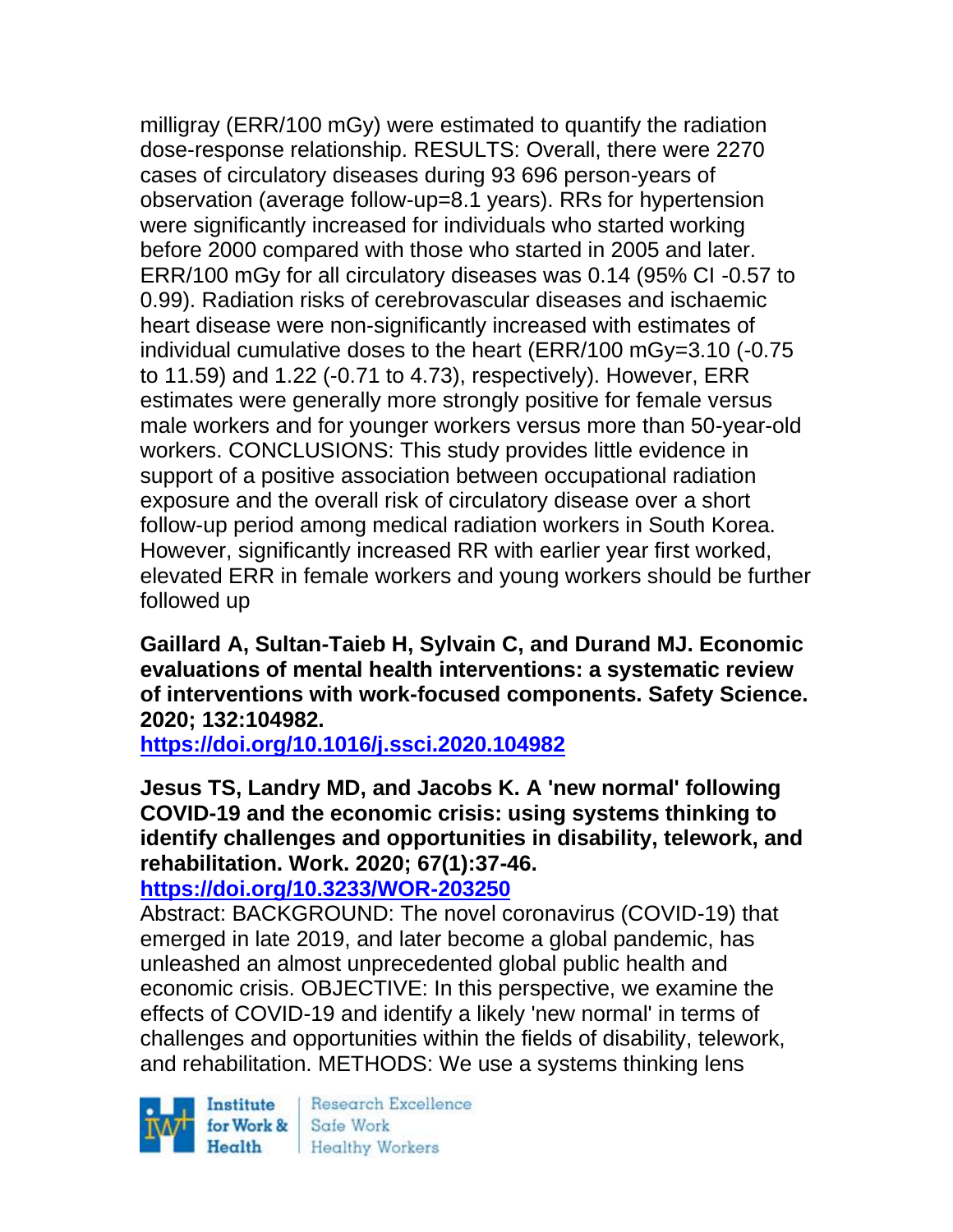milligray (ERR/100 mGy) were estimated to quantify the radiation dose-response relationship. RESULTS: Overall, there were 2270 cases of circulatory diseases during 93 696 person-years of observation (average follow-up=8.1 years). RRs for hypertension were significantly increased for individuals who started working before 2000 compared with those who started in 2005 and later. ERR/100 mGy for all circulatory diseases was 0.14 (95% CI -0.57 to 0.99). Radiation risks of cerebrovascular diseases and ischaemic heart disease were non-significantly increased with estimates of individual cumulative doses to the heart (ERR/100 mGy=3.10 (-0.75 to 11.59) and 1.22 (-0.71 to 4.73), respectively). However, ERR estimates were generally more strongly positive for female versus male workers and for younger workers versus more than 50-year-old workers. CONCLUSIONS: This study provides little evidence in support of a positive association between occupational radiation exposure and the overall risk of circulatory disease over a short follow-up period among medical radiation workers in South Korea. However, significantly increased RR with earlier year first worked, elevated ERR in female workers and young workers should be further followed up

**Gaillard A, Sultan-Taieb H, Sylvain C, and Durand MJ. Economic evaluations of mental health interventions: a systematic review of interventions with work-focused components. Safety Science. 2020; 132:104982.**

**https://doi.org/10.1016/j.ssci.2020.104982**

**Jesus TS, Landry MD, and Jacobs K. A 'new normal' following COVID-19 and the economic crisis: using systems thinking to identify challenges and opportunities in disability, telework, and rehabilitation. Work. 2020; 67(1):37-46.**

**https://doi.org/10.3233/WOR-203250**

Abstract: BACKGROUND: The novel coronavirus (COVID-19) that emerged in late 2019, and later become a global pandemic, has unleashed an almost unprecedented global public health and economic crisis. OBJECTIVE: In this perspective, we examine the effects of COVID-19 and identify a likely 'new normal' in terms of challenges and opportunities within the fields of disability, telework, and rehabilitation. METHODS: We use a systems thinking lens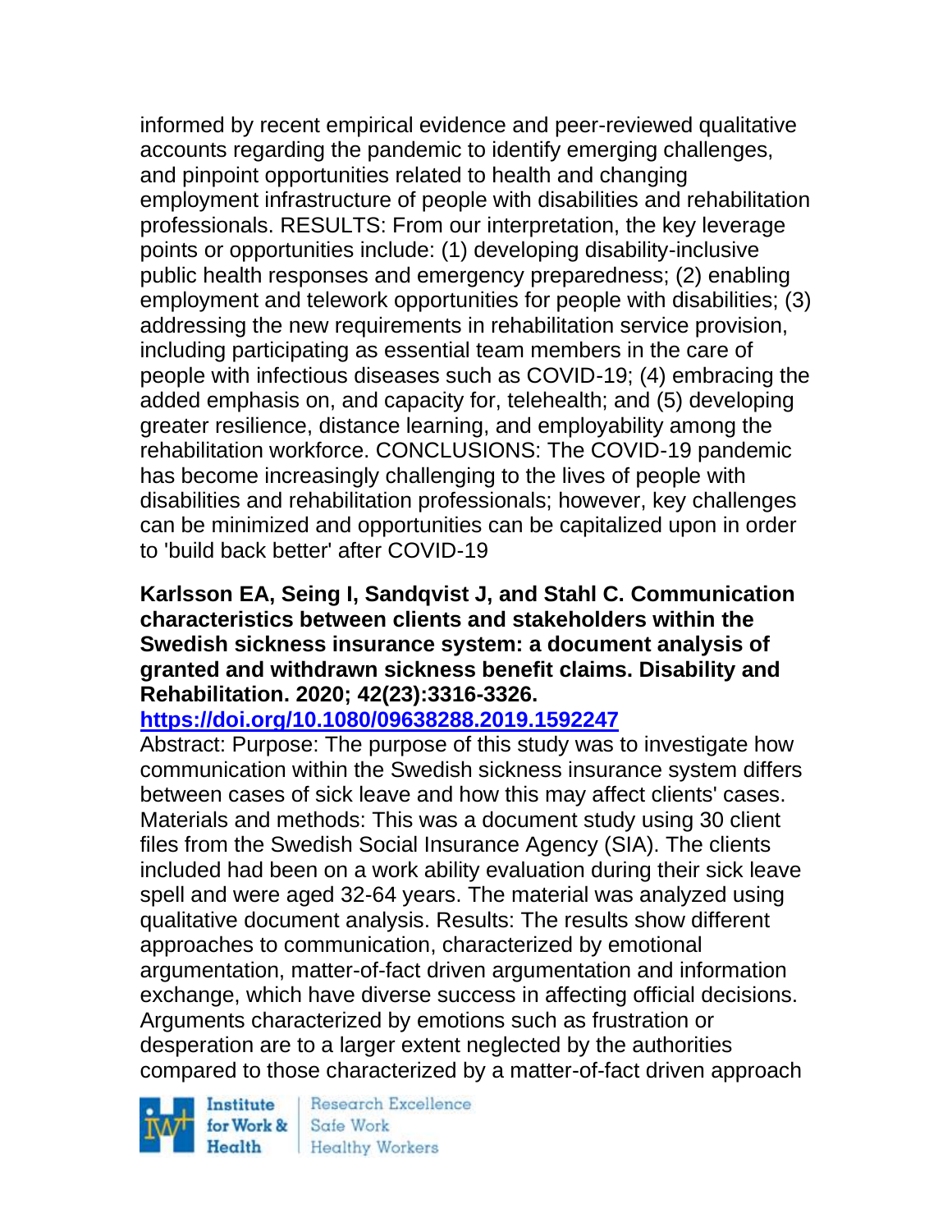informed by recent empirical evidence and peer-reviewed qualitative accounts regarding the pandemic to identify emerging challenges, and pinpoint opportunities related to health and changing employment infrastructure of people with disabilities and rehabilitation professionals. RESULTS: From our interpretation, the key leverage points or opportunities include: (1) developing disability-inclusive public health responses and emergency preparedness; (2) enabling employment and telework opportunities for people with disabilities; (3) addressing the new requirements in rehabilitation service provision, including participating as essential team members in the care of people with infectious diseases such as COVID-19; (4) embracing the added emphasis on, and capacity for, telehealth; and (5) developing greater resilience, distance learning, and employability among the rehabilitation workforce. CONCLUSIONS: The COVID-19 pandemic has become increasingly challenging to the lives of people with disabilities and rehabilitation professionals; however, key challenges can be minimized and opportunities can be capitalized upon in order to 'build back better' after COVID-19

**Karlsson EA, Seing I, Sandqvist J, and Stahl C. Communication characteristics between clients and stakeholders within the Swedish sickness insurance system: a document analysis of granted and withdrawn sickness benefit claims. Disability and Rehabilitation. 2020; 42(23):3316-3326.**
**https://doi.org/10.1080/09638288.2019.1592247**

Abstract: Purpose: The purpose of this study was to investigate how communication within the Swedish sickness insurance system differs between cases of sick leave and how this may affect clients' cases. Materials and methods: This was a document study using 30 client files from the Swedish Social Insurance Agency (SIA). The clients included had been on a work ability evaluation during their sick leave spell and were aged 32-64 years. The material was analyzed using qualitative document analysis. Results: The results show different approaches to communication, characterized by emotional argumentation, matter-of-fact driven argumentation and information exchange, which have diverse success in affecting official decisions. Arguments characterized by emotions such as frustration or desperation are to a larger extent neglected by the authorities compared to those characterized by a matter-of-fact driven approach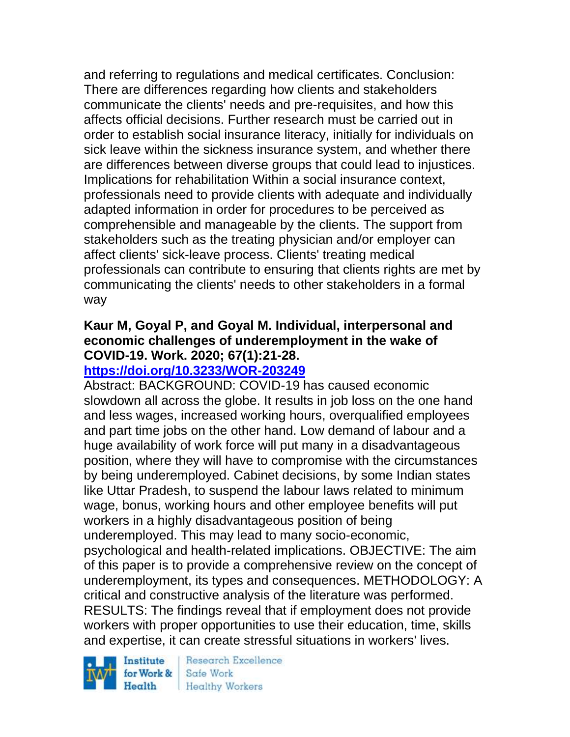and referring to regulations and medical certificates. Conclusion: There are differences regarding how clients and stakeholders communicate the clients' needs and pre-requisites, and how this affects official decisions. Further research must be carried out in order to establish social insurance literacy, initially for individuals on sick leave within the sickness insurance system, and whether there are differences between diverse groups that could lead to injustices. Implications for rehabilitation Within a social insurance context, professionals need to provide clients with adequate and individually adapted information in order for procedures to be perceived as comprehensible and manageable by the clients. The support from stakeholders such as the treating physician and/or employer can affect clients' sick-leave process. Clients' treating medical professionals can contribute to ensuring that clients rights are met by communicating the clients' needs to other stakeholders in a formal way

**Kaur M, Goyal P, and Goyal M. Individual, interpersonal and economic challenges of underemployment in the wake of COVID-19. Work. 2020; 67(1):21-28.**
**https://doi.org/10.3233/WOR-203249**

Abstract: BACKGROUND: COVID-19 has caused economic slowdown all across the globe. It results in job loss on the one hand and less wages, increased working hours, overqualified employees and part time jobs on the other hand. Low demand of labour and a huge availability of work force will put many in a disadvantageous position, where they will have to compromise with the circumstances by being underemployed. Cabinet decisions, by some Indian states like Uttar Pradesh, to suspend the labour laws related to minimum wage, bonus, working hours and other employee benefits will put workers in a highly disadvantageous position of being underemployed. This may lead to many socio-economic, psychological and health-related implications. OBJECTIVE: The aim of this paper is to provide a comprehensive review on the concept of underemployment, its types and consequences. METHODOLOGY: A critical and constructive analysis of the literature was performed. RESULTS: The findings reveal that if employment does not provide workers with proper opportunities to use their education, time, skills and expertise, it can create stressful situations in workers' lives.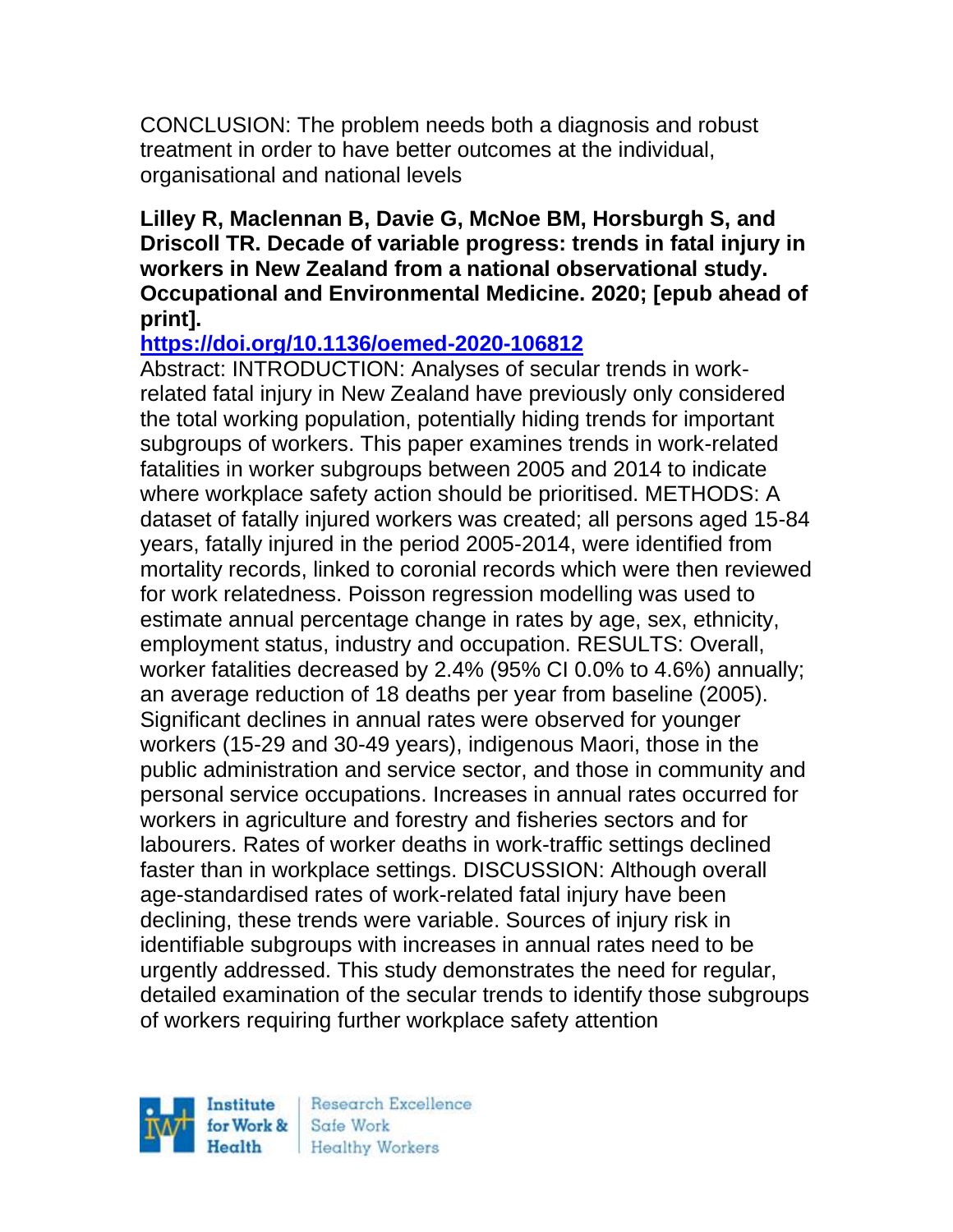CONCLUSION: The problem needs both a diagnosis and robust treatment in order to have better outcomes at the individual, organisational and national levels

**Lilley R, Maclennan B, Davie G, McNoe BM, Horsburgh S, and Driscoll TR. Decade of variable progress: trends in fatal injury in workers in New Zealand from a national observational study. Occupational and Environmental Medicine. 2020; [epub ahead of print].**

**https://doi.org/10.1136/oemed-2020-106812**

Abstract: INTRODUCTION: Analyses of secular trends in work-related fatal injury in New Zealand have previously only considered the total working population, potentially hiding trends for important subgroups of workers. This paper examines trends in work-related fatalities in worker subgroups between 2005 and 2014 to indicate where workplace safety action should be prioritised. METHODS: A dataset of fatally injured workers was created; all persons aged 15-84 years, fatally injured in the period 2005-2014, were identified from mortality records, linked to coronial records which were then reviewed for work relatedness. Poisson regression modelling was used to estimate annual percentage change in rates by age, sex, ethnicity, employment status, industry and occupation. RESULTS: Overall, worker fatalities decreased by 2.4% (95% CI 0.0% to 4.6%) annually; an average reduction of 18 deaths per year from baseline (2005). Significant declines in annual rates were observed for younger workers (15-29 and 30-49 years), indigenous Maori, those in the public administration and service sector, and those in community and personal service occupations. Increases in annual rates occurred for workers in agriculture and forestry and fisheries sectors and for labourers. Rates of worker deaths in work-traffic settings declined faster than in workplace settings. DISCUSSION: Although overall age-standardised rates of work-related fatal injury have been declining, these trends were variable. Sources of injury risk in identifiable subgroups with increases in annual rates need to be urgently addressed. This study demonstrates the need for regular, detailed examination of the secular trends to identify those subgroups of workers requiring further workplace safety attention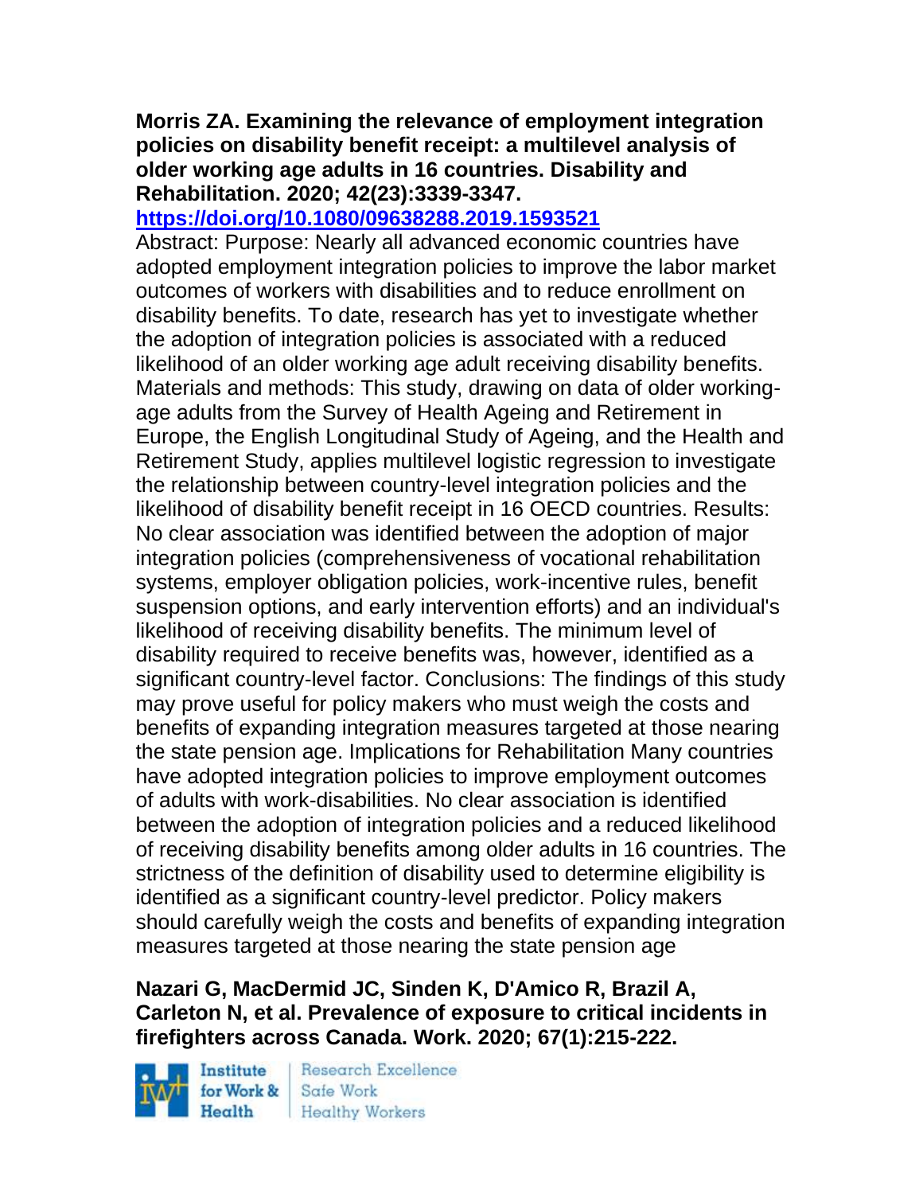**Morris ZA. Examining the relevance of employment integration policies on disability benefit receipt: a multilevel analysis of older working age adults in 16 countries. Disability and Rehabilitation. 2020; 42(23):3339-3347.**
**https://doi.org/10.1080/09638288.2019.1593521**

Abstract: Purpose: Nearly all advanced economic countries have adopted employment integration policies to improve the labor market outcomes of workers with disabilities and to reduce enrollment on disability benefits. To date, research has yet to investigate whether the adoption of integration policies is associated with a reduced likelihood of an older working age adult receiving disability benefits. Materials and methods: This study, drawing on data of older working-age adults from the Survey of Health Ageing and Retirement in Europe, the English Longitudinal Study of Ageing, and the Health and Retirement Study, applies multilevel logistic regression to investigate the relationship between country-level integration policies and the likelihood of disability benefit receipt in 16 OECD countries. Results: No clear association was identified between the adoption of major integration policies (comprehensiveness of vocational rehabilitation systems, employer obligation policies, work-incentive rules, benefit suspension options, and early intervention efforts) and an individual's likelihood of receiving disability benefits. The minimum level of disability required to receive benefits was, however, identified as a significant country-level factor. Conclusions: The findings of this study may prove useful for policy makers who must weigh the costs and benefits of expanding integration measures targeted at those nearing the state pension age. Implications for Rehabilitation Many countries have adopted integration policies to improve employment outcomes of adults with work-disabilities. No clear association is identified between the adoption of integration policies and a reduced likelihood of receiving disability benefits among older adults in 16 countries. The strictness of the definition of disability used to determine eligibility is identified as a significant country-level predictor. Policy makers should carefully weigh the costs and benefits of expanding integration measures targeted at those nearing the state pension age

**Nazari G, MacDermid JC, Sinden K, D'Amico R, Brazil A, Carleton N, et al. Prevalence of exposure to critical incidents in firefighters across Canada. Work. 2020; 67(1):215-222.**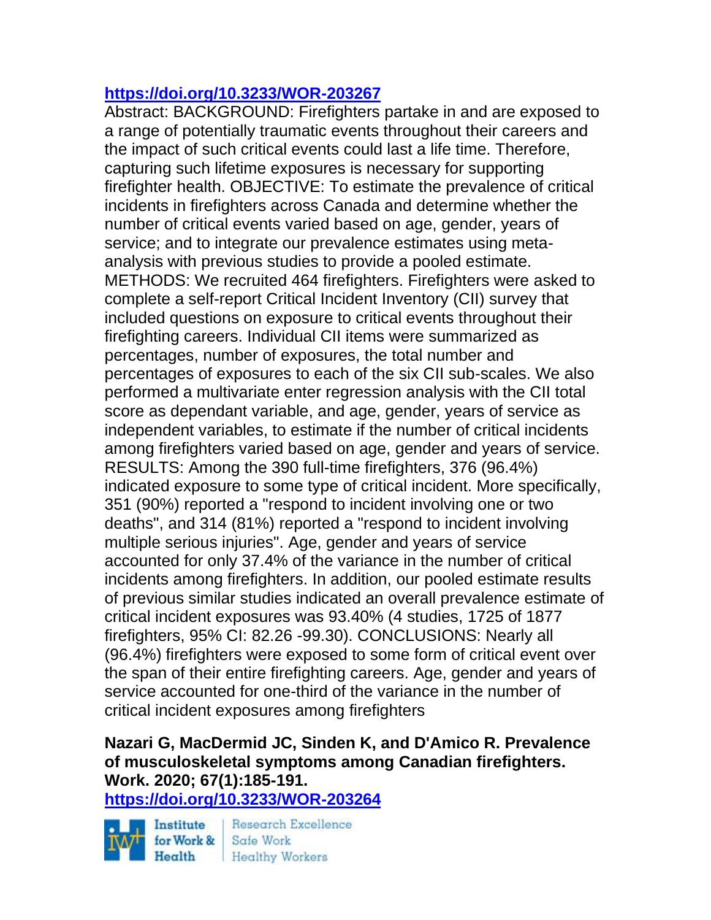https://doi.org/10.3233/WOR-203267

Abstract: BACKGROUND: Firefighters partake in and are exposed to a range of potentially traumatic events throughout their careers and the impact of such critical events could last a life time. Therefore, capturing such lifetime exposures is necessary for supporting firefighter health. OBJECTIVE: To estimate the prevalence of critical incidents in firefighters across Canada and determine whether the number of critical events varied based on age, gender, years of service; and to integrate our prevalence estimates using meta-analysis with previous studies to provide a pooled estimate. METHODS: We recruited 464 firefighters. Firefighters were asked to complete a self-report Critical Incident Inventory (CII) survey that included questions on exposure to critical events throughout their firefighting careers. Individual CII items were summarized as percentages, number of exposures, the total number and percentages of exposures to each of the six CII sub-scales. We also performed a multivariate enter regression analysis with the CII total score as dependant variable, and age, gender, years of service as independent variables, to estimate if the number of critical incidents among firefighters varied based on age, gender and years of service. RESULTS: Among the 390 full-time firefighters, 376 (96.4%) indicated exposure to some type of critical incident. More specifically, 351 (90%) reported a "respond to incident involving one or two deaths", and 314 (81%) reported a "respond to incident involving multiple serious injuries". Age, gender and years of service accounted for only 37.4% of the variance in the number of critical incidents among firefighters. In addition, our pooled estimate results of previous similar studies indicated an overall prevalence estimate of critical incident exposures was 93.40% (4 studies, 1725 of 1877 firefighters, 95% CI: 82.26 -99.30). CONCLUSIONS: Nearly all (96.4%) firefighters were exposed to some form of critical event over the span of their entire firefighting careers. Age, gender and years of service accounted for one-third of the variance in the number of critical incident exposures among firefighters

**Nazari G, MacDermid JC, Sinden K, and D'Amico R. Prevalence of musculoskeletal symptoms among Canadian firefighters. Work. 2020; 67(1):185-191.**

https://doi.org/10.3233/WOR-203264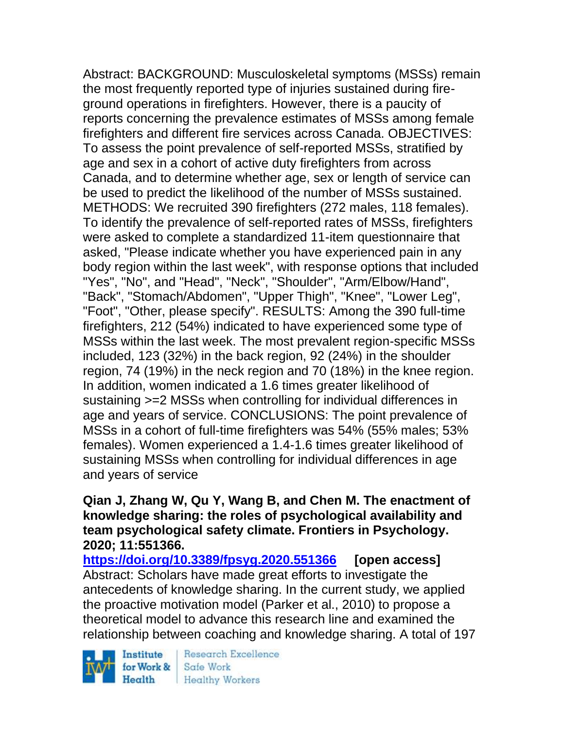Abstract: BACKGROUND: Musculoskeletal symptoms (MSSs) remain the most frequently reported type of injuries sustained during fire-ground operations in firefighters. However, there is a paucity of reports concerning the prevalence estimates of MSSs among female firefighters and different fire services across Canada. OBJECTIVES: To assess the point prevalence of self-reported MSSs, stratified by age and sex in a cohort of active duty firefighters from across Canada, and to determine whether age, sex or length of service can be used to predict the likelihood of the number of MSSs sustained. METHODS: We recruited 390 firefighters (272 males, 118 females). To identify the prevalence of self-reported rates of MSSs, firefighters were asked to complete a standardized 11-item questionnaire that asked, "Please indicate whether you have experienced pain in any body region within the last week", with response options that included "Yes", "No", and "Head", "Neck", "Shoulder", "Arm/Elbow/Hand", "Back", "Stomach/Abdomen", "Upper Thigh", "Knee", "Lower Leg", "Foot", "Other, please specify". RESULTS: Among the 390 full-time firefighters, 212 (54%) indicated to have experienced some type of MSSs within the last week. The most prevalent region-specific MSSs included, 123 (32%) in the back region, 92 (24%) in the shoulder region, 74 (19%) in the neck region and 70 (18%) in the knee region. In addition, women indicated a 1.6 times greater likelihood of sustaining >=2 MSSs when controlling for individual differences in age and years of service. CONCLUSIONS: The point prevalence of MSSs in a cohort of full-time firefighters was 54% (55% males; 53% females). Women experienced a 1.4-1.6 times greater likelihood of sustaining MSSs when controlling for individual differences in age and years of service

**Qian J, Zhang W, Qu Y, Wang B, and Chen M. The enactment of knowledge sharing: the roles of psychological availability and team psychological safety climate. Frontiers in Psychology. 2020; 11:551366.**

**https://doi.org/10.3389/fpsyg.2020.551366 [open access]**

Abstract: Scholars have made great efforts to investigate the antecedents of knowledge sharing. In the current study, we applied the proactive motivation model (Parker et al., 2010) to propose a theoretical model to advance this research line and examined the relationship between coaching and knowledge sharing. A total of 197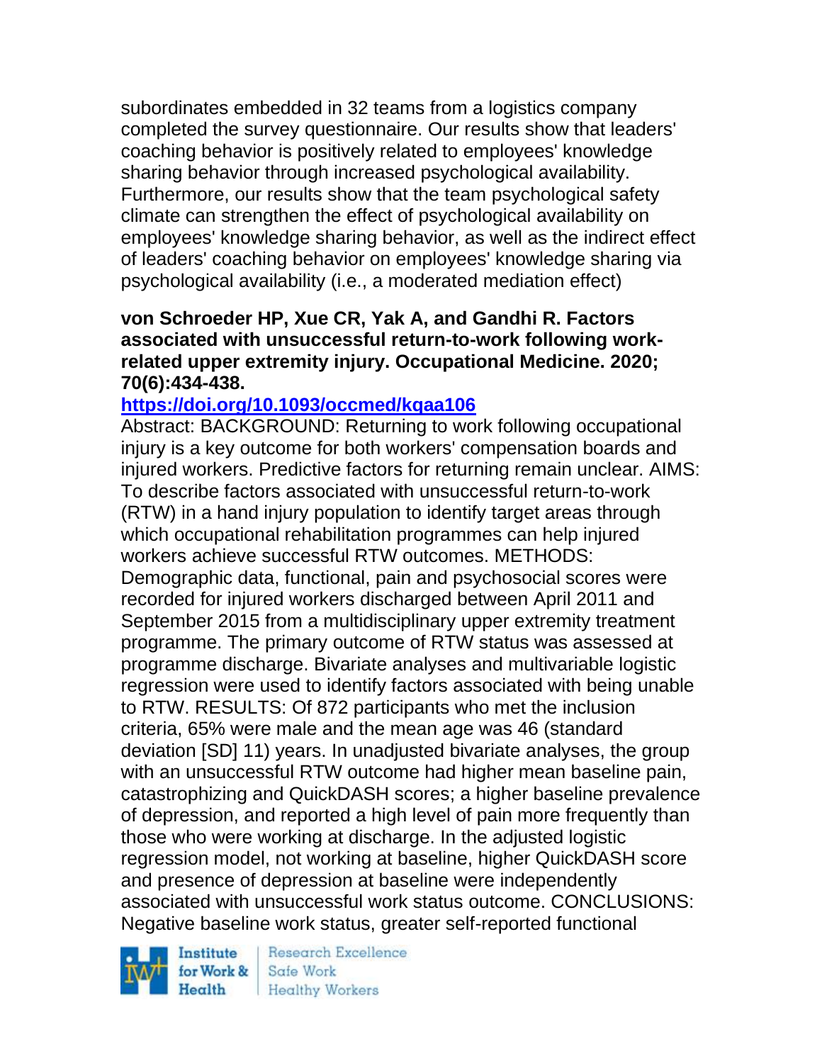subordinates embedded in 32 teams from a logistics company completed the survey questionnaire. Our results show that leaders' coaching behavior is positively related to employees' knowledge sharing behavior through increased psychological availability. Furthermore, our results show that the team psychological safety climate can strengthen the effect of psychological availability on employees' knowledge sharing behavior, as well as the indirect effect of leaders' coaching behavior on employees' knowledge sharing via psychological availability (i.e., a moderated mediation effect)

**von Schroeder HP, Xue CR, Yak A, and Gandhi R. Factors associated with unsuccessful return-to-work following work-related upper extremity injury. Occupational Medicine. 2020; 70(6):434-438.**

**https://doi.org/10.1093/occmed/kqaa106**

Abstract: BACKGROUND: Returning to work following occupational injury is a key outcome for both workers' compensation boards and injured workers. Predictive factors for returning remain unclear. AIMS: To describe factors associated with unsuccessful return-to-work (RTW) in a hand injury population to identify target areas through which occupational rehabilitation programmes can help injured workers achieve successful RTW outcomes. METHODS: Demographic data, functional, pain and psychosocial scores were recorded for injured workers discharged between April 2011 and September 2015 from a multidisciplinary upper extremity treatment programme. The primary outcome of RTW status was assessed at programme discharge. Bivariate analyses and multivariable logistic regression were used to identify factors associated with being unable to RTW. RESULTS: Of 872 participants who met the inclusion criteria, 65% were male and the mean age was 46 (standard deviation [SD] 11) years. In unadjusted bivariate analyses, the group with an unsuccessful RTW outcome had higher mean baseline pain, catastrophizing and QuickDASH scores; a higher baseline prevalence of depression, and reported a high level of pain more frequently than those who were working at discharge. In the adjusted logistic regression model, not working at baseline, higher QuickDASH score and presence of depression at baseline were independently associated with unsuccessful work status outcome. CONCLUSIONS: Negative baseline work status, greater self-reported functional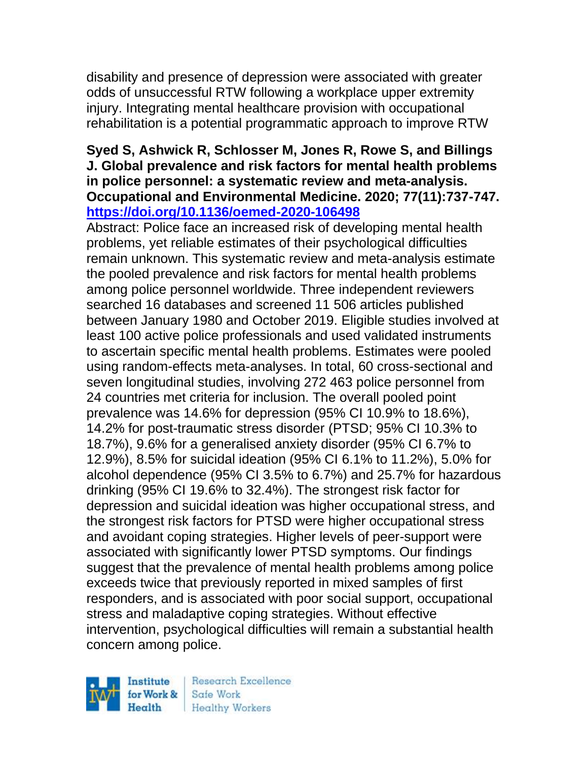disability and presence of depression were associated with greater odds of unsuccessful RTW following a workplace upper extremity injury. Integrating mental healthcare provision with occupational rehabilitation is a potential programmatic approach to improve RTW

**Syed S, Ashwick R, Schlosser M, Jones R, Rowe S, and Billings J. Global prevalence and risk factors for mental health problems in police personnel: a systematic review and meta-analysis. Occupational and Environmental Medicine. 2020; 77(11):737-747. https://doi.org/10.1136/oemed-2020-106498**

Abstract: Police face an increased risk of developing mental health problems, yet reliable estimates of their psychological difficulties remain unknown. This systematic review and meta-analysis estimate the pooled prevalence and risk factors for mental health problems among police personnel worldwide. Three independent reviewers searched 16 databases and screened 11 506 articles published between January 1980 and October 2019. Eligible studies involved at least 100 active police professionals and used validated instruments to ascertain specific mental health problems. Estimates were pooled using random-effects meta-analyses. In total, 60 cross-sectional and seven longitudinal studies, involving 272 463 police personnel from 24 countries met criteria for inclusion. The overall pooled point prevalence was 14.6% for depression (95% CI 10.9% to 18.6%), 14.2% for post-traumatic stress disorder (PTSD; 95% CI 10.3% to 18.7%), 9.6% for a generalised anxiety disorder (95% CI 6.7% to 12.9%), 8.5% for suicidal ideation (95% CI 6.1% to 11.2%), 5.0% for alcohol dependence (95% CI 3.5% to 6.7%) and 25.7% for hazardous drinking (95% CI 19.6% to 32.4%). The strongest risk factor for depression and suicidal ideation was higher occupational stress, and the strongest risk factors for PTSD were higher occupational stress and avoidant coping strategies. Higher levels of peer-support were associated with significantly lower PTSD symptoms. Our findings suggest that the prevalence of mental health problems among police exceeds twice that previously reported in mixed samples of first responders, and is associated with poor social support, occupational stress and maladaptive coping strategies. Without effective intervention, psychological difficulties will remain a substantial health concern among police.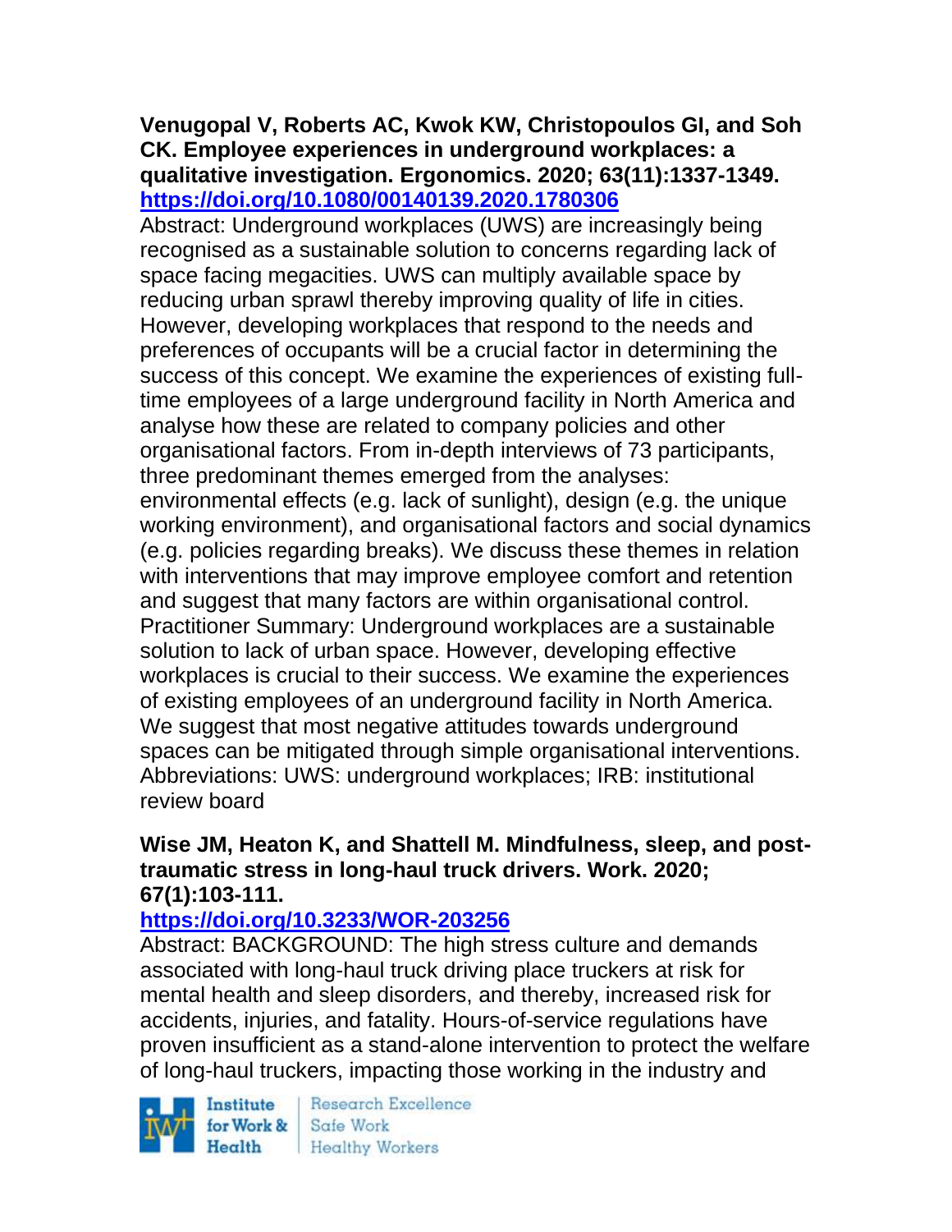**Venugopal V, Roberts AC, Kwok KW, Christopoulos GI, and Soh CK. Employee experiences in underground workplaces: a qualitative investigation. Ergonomics. 2020; 63(11):1337-1349. https://doi.org/10.1080/00140139.2020.1780306**

Abstract: Underground workplaces (UWS) are increasingly being recognised as a sustainable solution to concerns regarding lack of space facing megacities. UWS can multiply available space by reducing urban sprawl thereby improving quality of life in cities. However, developing workplaces that respond to the needs and preferences of occupants will be a crucial factor in determining the success of this concept. We examine the experiences of existing full-time employees of a large underground facility in North America and analyse how these are related to company policies and other organisational factors. From in-depth interviews of 73 participants, three predominant themes emerged from the analyses: environmental effects (e.g. lack of sunlight), design (e.g. the unique working environment), and organisational factors and social dynamics (e.g. policies regarding breaks). We discuss these themes in relation with interventions that may improve employee comfort and retention and suggest that many factors are within organisational control. Practitioner Summary: Underground workplaces are a sustainable solution to lack of urban space. However, developing effective workplaces is crucial to their success. We examine the experiences of existing employees of an underground facility in North America. We suggest that most negative attitudes towards underground spaces can be mitigated through simple organisational interventions. Abbreviations: UWS: underground workplaces; IRB: institutional review board

**Wise JM, Heaton K, and Shattell M. Mindfulness, sleep, and post-traumatic stress in long-haul truck drivers. Work. 2020; 67(1):103-111.**

**https://doi.org/10.3233/WOR-203256**

Abstract: BACKGROUND: The high stress culture and demands associated with long-haul truck driving place truckers at risk for mental health and sleep disorders, and thereby, increased risk for accidents, injuries, and fatality. Hours-of-service regulations have proven insufficient as a stand-alone intervention to protect the welfare of long-haul truckers, impacting those working in the industry and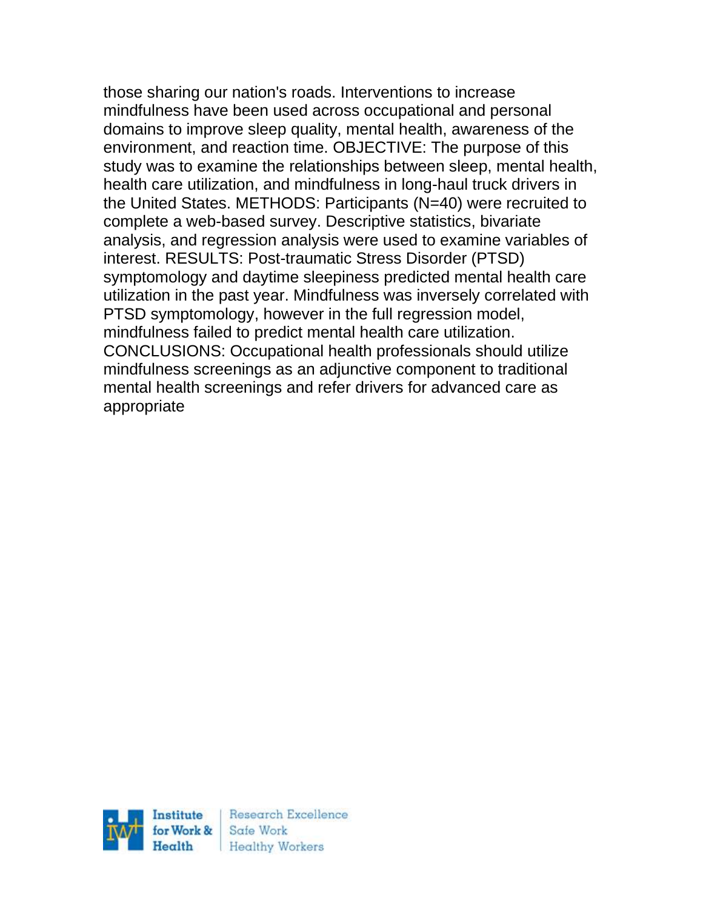those sharing our nation's roads. Interventions to increase mindfulness have been used across occupational and personal domains to improve sleep quality, mental health, awareness of the environment, and reaction time. OBJECTIVE: The purpose of this study was to examine the relationships between sleep, mental health, health care utilization, and mindfulness in long-haul truck drivers in the United States. METHODS: Participants (N=40) were recruited to complete a web-based survey. Descriptive statistics, bivariate analysis, and regression analysis were used to examine variables of interest. RESULTS: Post-traumatic Stress Disorder (PTSD) symptomology and daytime sleepiness predicted mental health care utilization in the past year. Mindfulness was inversely correlated with PTSD symptomology, however in the full regression model, mindfulness failed to predict mental health care utilization. CONCLUSIONS: Occupational health professionals should utilize mindfulness screenings as an adjunctive component to traditional mental health screenings and refer drivers for advanced care as appropriate